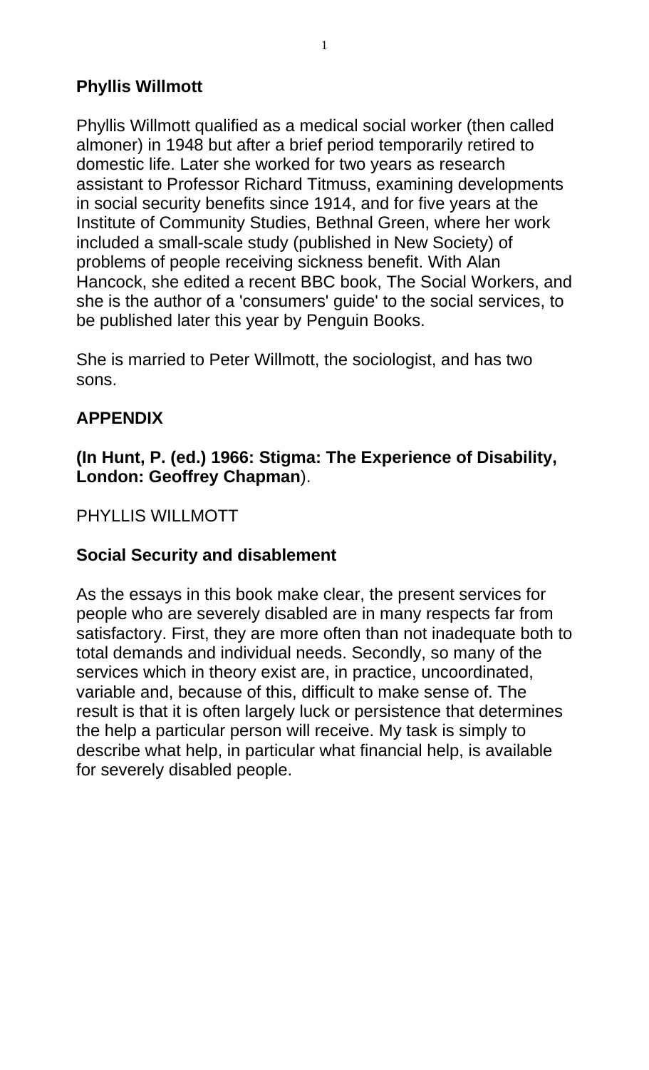**Phyllis Willmott**

Phyllis Willmott qualified as a medical social worker (then called almoner) in 1948 but after a brief period temporarily retired to domestic life. Later she worked for two years as research assistant to Professor Richard Titmuss, examining developments in social security benefits since 1914, and for five years at the Institute of Community Studies, Bethnal Green, where her work included a small-scale study (published in New Society) of problems of people receiving sickness benefit. With Alan Hancock, she edited a recent BBC book, The Social Workers, and she is the author of a 'consumers' guide' to the social services, to be published later this year by Penguin Books.

She is married to Peter Willmott, the sociologist, and has two sons.

**APPENDIX**

**(In Hunt, P. (ed.) 1966: Stigma: The Experience of Disability, London: Geoffrey Chapman**).

PHYLLIS WILLMOTT

**Social Security and disablement**

As the essays in this book make clear, the present services for people who are severely disabled are in many respects far from satisfactory. First, they are more often than not inadequate both to total demands and individual needs. Secondly, so many of the services which in theory exist are, in practice, uncoordinated, variable and, because of this, difficult to make sense of. The result is that it is often largely luck or persistence that determines the help a particular person will receive. My task is simply to describe what help, in particular what financial help, is available for severely disabled people.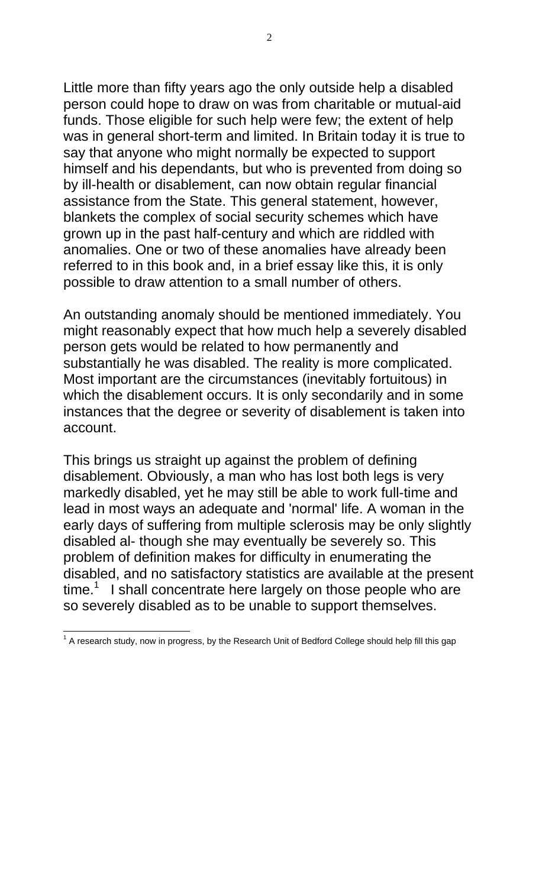Little more than fifty years ago the only outside help a disabled person could hope to draw on was from charitable or mutual-aid funds. Those eligible for such help were few; the extent of help was in general short-term and limited. In Britain today it is true to say that anyone who might normally be expected to support himself and his dependants, but who is prevented from doing so by ill-health or disablement, can now obtain regular financial assistance from the State. This general statement, however, blankets the complex of social security schemes which have grown up in the past half-century and which are riddled with anomalies. One or two of these anomalies have already been referred to in this book and, in a brief essay like this, it is only possible to draw attention to a small number of others.

An outstanding anomaly should be mentioned immediately. You might reasonably expect that how much help a severely disabled person gets would be related to how permanently and substantially he was disabled. The reality is more complicated. Most important are the circumstances (inevitably fortuitous) in which the disablement occurs. It is only secondarily and in some instances that the degree or severity of disablement is taken into account.

This brings us straight up against the problem of defining disablement. Obviously, a man who has lost both legs is very markedly disabled, yet he may still be able to work full-time and lead in most ways an adequate and 'normal' life. A woman in the early days of suffering from multiple sclerosis may be only slightly disabled al- though she may eventually be severely so. This problem of definition makes for difficulty in enumerating the disabled, and no satisfactory statistics are available at the present time.[1] I shall concentrate here largely on those people who are so severely disabled as to be unable to support themselves.

[1] A research study, now in progress, by the Research Unit of Bedford College should help fill this gap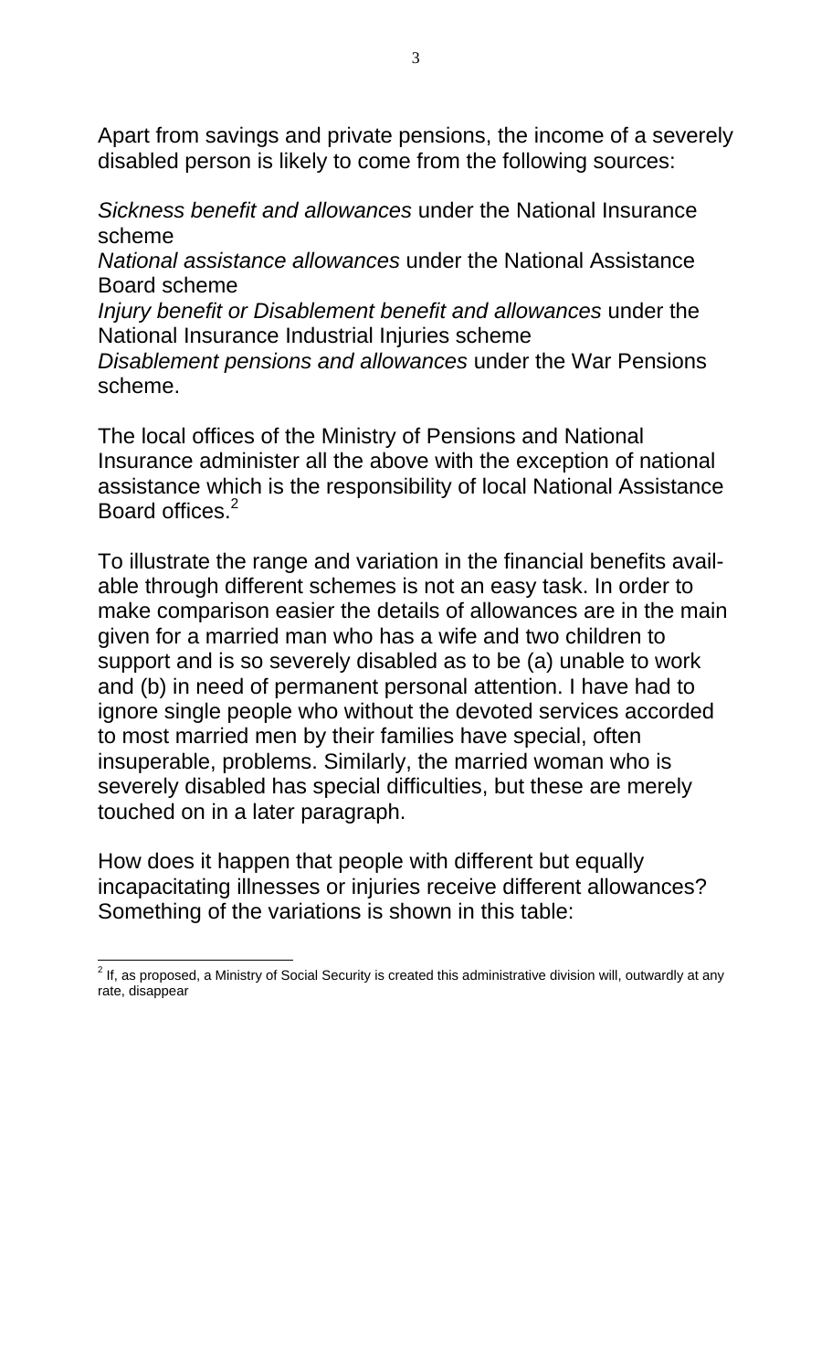Apart from savings and private pensions, the income of a severely disabled person is likely to come from the following sources:

*Sickness benefit and allowances* under the National Insurance scheme
*National assistance allowances* under the National Assistance Board scheme
*Injury benefit or Disablement benefit and allowances* under the National Insurance Industrial Injuries scheme
*Disablement pensions and allowances* under the War Pensions scheme.

The local offices of the Ministry of Pensions and National Insurance administer all the above with the exception of national assistance which is the responsibility of local National Assistance Board offices.[2]

To illustrate the range and variation in the financial benefits available through different schemes is not an easy task. In order to make comparison easier the details of allowances are in the main given for a married man who has a wife and two children to support and is so severely disabled as to be (a) unable to work and (b) in need of permanent personal attention. I have had to ignore single people who without the devoted services accorded to most married men by their families have special, often insuperable, problems. Similarly, the married woman who is severely disabled has special difficulties, but these are merely touched on in a later paragraph.

How does it happen that people with different but equally incapacitating illnesses or injuries receive different allowances? Something of the variations is shown in this table:

[2] If, as proposed, a Ministry of Social Security is created this administrative division will, outwardly at any rate, disappear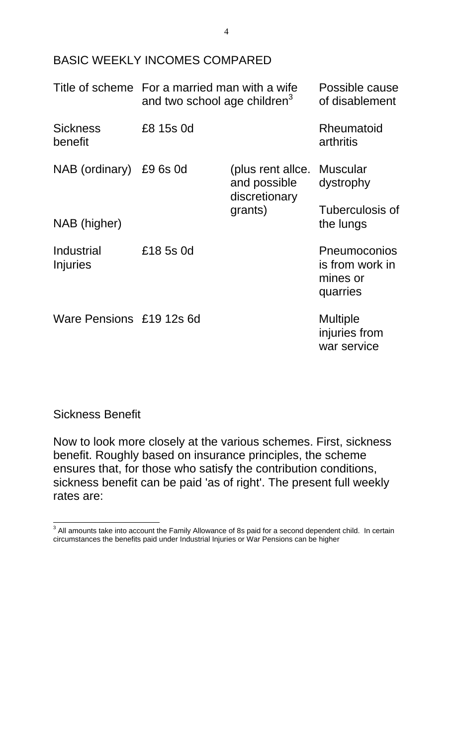## BASIC WEEKLY INCOMES COMPARED

| Title of scheme | For a married man with a wife and two school age children[3] | | Possible cause of disablement |
|---|---|---|---|
| Sickness benefit | £8 15s 0d | | Rheumatoid arthritis |
| NAB (ordinary) | £9 6s 0d | (plus rent allce. and possible discretionary grants) | Muscular dystrophy |
| NAB (higher) | | | Tuberculosis of the lungs |
| Industrial Injuries | £18 5s 0d | | Pneumoconiosis from work in mines or quarries |
| Ware Pensions | £19 12s 6d | | Multiple injuries from war service |

### Sickness Benefit

Now to look more closely at the various schemes. First, sickness benefit. Roughly based on insurance principles, the scheme ensures that, for those who satisfy the contribution conditions, sickness benefit can be paid 'as of right'. The present full weekly rates are:

---

[3] All amounts take into account the Family Allowance of 8s paid for a second dependent child. In certain circumstances the benefits paid under Industrial Injuries or War Pensions can be higher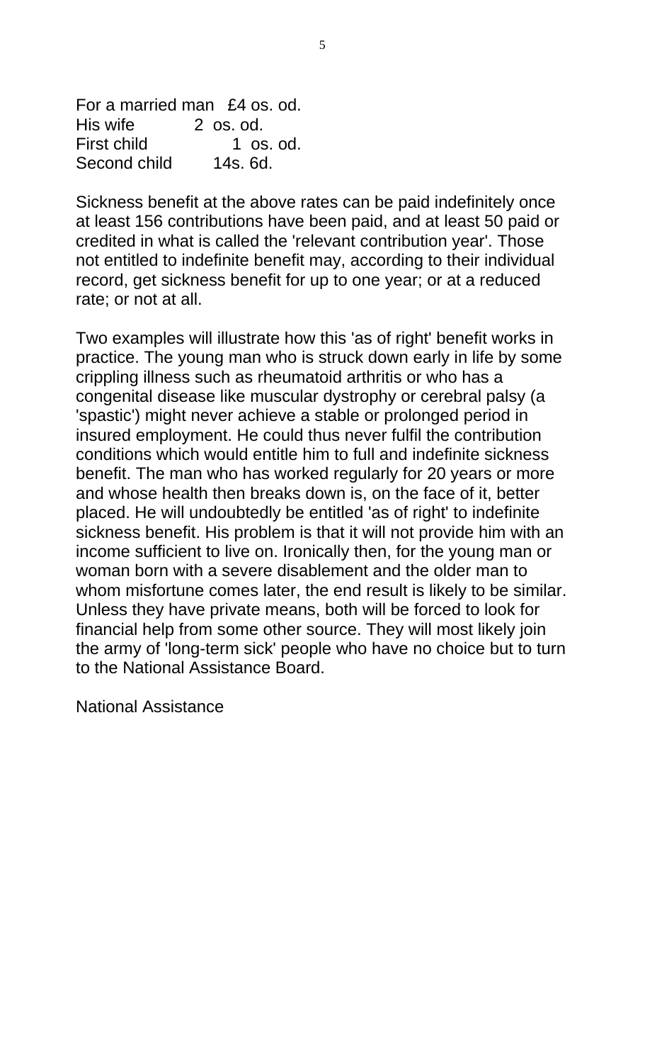| | |
|---|---|
| For a married man | £4 os. od. |
| His wife | 2 os. od. |
| First child | 1 os. od. |
| Second child | 14s. 6d. |

Sickness benefit at the above rates can be paid indefinitely once at least 156 contributions have been paid, and at least 50 paid or credited in what is called the 'relevant contribution year'. Those not entitled to indefinite benefit may, according to their individual record, get sickness benefit for up to one year; or at a reduced rate; or not at all.

Two examples will illustrate how this 'as of right' benefit works in practice. The young man who is struck down early in life by some crippling illness such as rheumatoid arthritis or who has a congenital disease like muscular dystrophy or cerebral palsy (a 'spastic') might never achieve a stable or prolonged period in insured employment. He could thus never fulfil the contribution conditions which would entitle him to full and indefinite sickness benefit. The man who has worked regularly for 20 years or more and whose health then breaks down is, on the face of it, better placed. He will undoubtedly be entitled 'as of right' to indefinite sickness benefit. His problem is that it will not provide him with an income sufficient to live on. Ironically then, for the young man or woman born with a severe disablement and the older man to whom misfortune comes later, the end result is likely to be similar. Unless they have private means, both will be forced to look for financial help from some other source. They will most likely join the army of 'long-term sick' people who have no choice but to turn to the National Assistance Board.

## National Assistance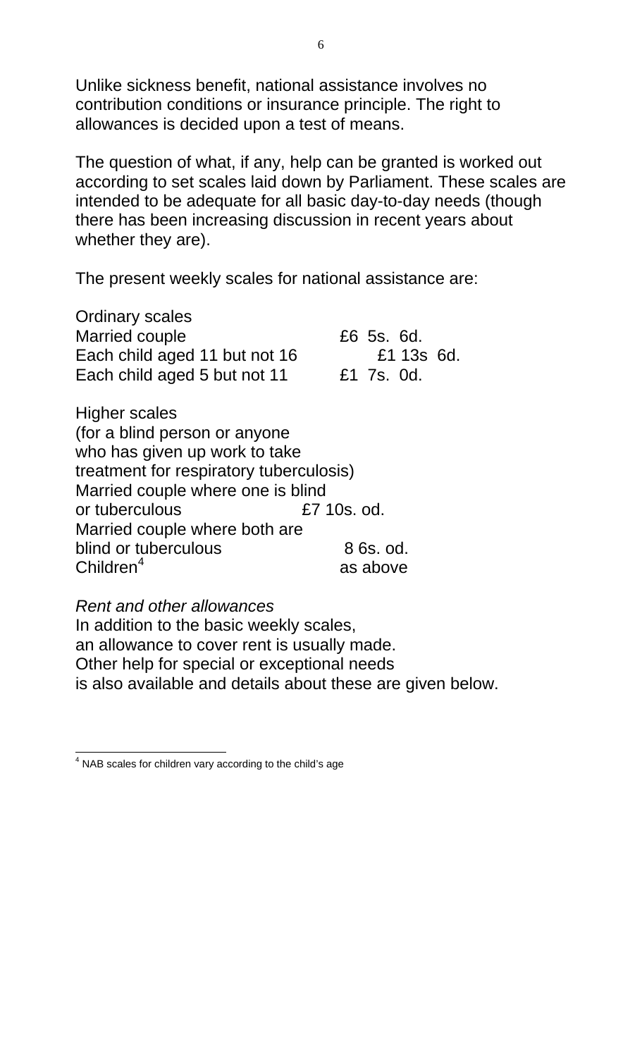Unlike sickness benefit, national assistance involves no contribution conditions or insurance principle. The right to allowances is decided upon a test of means.

The question of what, if any, help can be granted is worked out according to set scales laid down by Parliament. These scales are intended to be adequate for all basic day-to-day needs (though there has been increasing discussion in recent years about whether they are).

The present weekly scales for national assistance are:

| Ordinary scales | |
|---|---|
| Married couple | £6 5s. 6d. |
| Each child aged 11 but not 16 | £1 13s 6d. |
| Each child aged 5 but not 11 | £1 7s. 0d. |

| Higher scales (for a blind person or anyone who has given up work to take treatment for respiratory tuberculosis) | |
|---|---|
| Married couple where one is blind or tuberculous | £7 10s. od. |
| Married couple where both are blind or tuberculous | 8 6s. od. |
| Children[4] | as above |

*Rent and other allowances*
In addition to the basic weekly scales, an allowance to cover rent is usually made. Other help for special or exceptional needs is also available and details about these are given below.

---

[4] NAB scales for children vary according to the child's age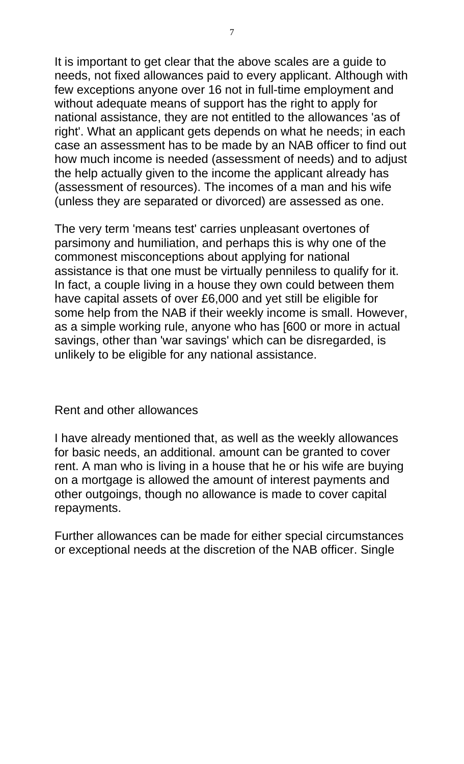It is important to get clear that the above scales are a guide to needs, not fixed allowances paid to every applicant. Although with few exceptions anyone over 16 not in full-time employment and without adequate means of support has the right to apply for national assistance, they are not entitled to the allowances 'as of right'. What an applicant gets depends on what he needs; in each case an assessment has to be made by an NAB officer to find out how much income is needed (assessment of needs) and to adjust the help actually given to the income the applicant already has (assessment of resources). The incomes of a man and his wife (unless they are separated or divorced) are assessed as one.

The very term 'means test' carries unpleasant overtones of parsimony and humiliation, and perhaps this is why one of the commonest misconceptions about applying for national assistance is that one must be virtually penniless to qualify for it. In fact, a couple living in a house they own could between them have capital assets of over £6,000 and yet still be eligible for some help from the NAB if their weekly income is small. However, as a simple working rule, anyone who has [600 or more in actual savings, other than 'war savings' which can be disregarded, is unlikely to be eligible for any national assistance.

## Rent and other allowances

I have already mentioned that, as well as the weekly allowances for basic needs, an additional. amount can be granted to cover rent. A man who is living in a house that he or his wife are buying on a mortgage is allowed the amount of interest payments and other outgoings, though no allowance is made to cover capital repayments.

Further allowances can be made for either special circumstances or exceptional needs at the discretion of the NAB officer. Single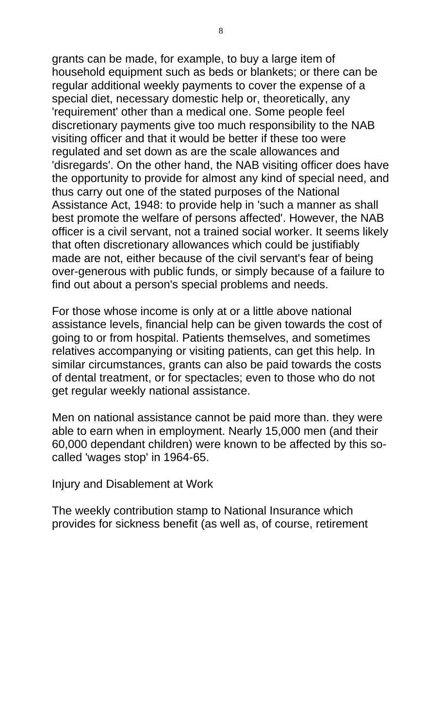grants can be made, for example, to buy a large item of household equipment such as beds or blankets; or there can be regular additional weekly payments to cover the expense of a special diet, necessary domestic help or, theoretically, any 'requirement' other than a medical one. Some people feel discretionary payments give too much responsibility to the NAB visiting officer and that it would be better if these too were regulated and set down as are the scale allowances and 'disregards'. On the other hand, the NAB visiting officer does have the opportunity to provide for almost any kind of special need, and thus carry out one of the stated purposes of the National Assistance Act, 1948: to provide help in 'such a manner as shall best promote the welfare of persons affected'. However, the NAB officer is a civil servant, not a trained social worker. It seems likely that often discretionary allowances which could be justifiably made are not, either because of the civil servant's fear of being over-generous with public funds, or simply because of a failure to find out about a person's special problems and needs.

For those whose income is only at or a little above national assistance levels, financial help can be given towards the cost of going to or from hospital. Patients themselves, and sometimes relatives accompanying or visiting patients, can get this help. In similar circumstances, grants can also be paid towards the costs of dental treatment, or for spectacles; even to those who do not get regular weekly national assistance.

Men on national assistance cannot be paid more than. they were able to earn when in employment. Nearly 15,000 men (and their 60,000 dependant children) were known to be affected by this so-called 'wages stop' in 1964-65.

## Injury and Disablement at Work

The weekly contribution stamp to National Insurance which provides for sickness benefit (as well as, of course, retirement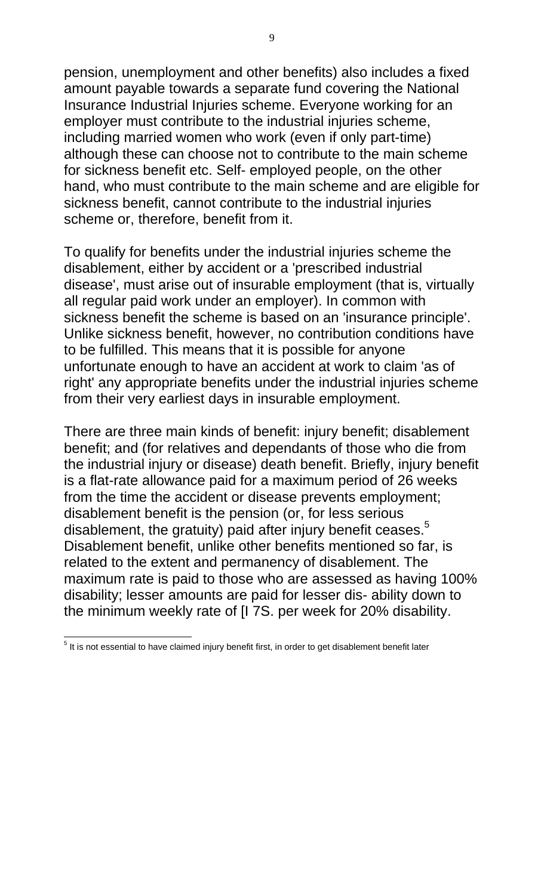pension, unemployment and other benefits) also includes a fixed amount payable towards a separate fund covering the National Insurance Industrial Injuries scheme. Everyone working for an employer must contribute to the industrial injuries scheme, including married women who work (even if only part-time) although these can choose not to contribute to the main scheme for sickness benefit etc. Self- employed people, on the other hand, who must contribute to the main scheme and are eligible for sickness benefit, cannot contribute to the industrial injuries scheme or, therefore, benefit from it.

To qualify for benefits under the industrial injuries scheme the disablement, either by accident or a 'prescribed industrial disease', must arise out of insurable employment (that is, virtually all regular paid work under an employer). In common with sickness benefit the scheme is based on an 'insurance principle'. Unlike sickness benefit, however, no contribution conditions have to be fulfilled. This means that it is possible for anyone unfortunate enough to have an accident at work to claim 'as of right' any appropriate benefits under the industrial injuries scheme from their very earliest days in insurable employment.

There are three main kinds of benefit: injury benefit; disablement benefit; and (for relatives and dependants of those who die from the industrial injury or disease) death benefit. Briefly, injury benefit is a flat-rate allowance paid for a maximum period of 26 weeks from the time the accident or disease prevents employment; disablement benefit is the pension (or, for less serious disablement, the gratuity) paid after injury benefit ceases.[5] Disablement benefit, unlike other benefits mentioned so far, is related to the extent and permanency of disablement. The maximum rate is paid to those who are assessed as having 100% disability; lesser amounts are paid for lesser dis- ability down to the minimum weekly rate of [I 7S. per week for 20% disability.

[5] It is not essential to have claimed injury benefit first, in order to get disablement benefit later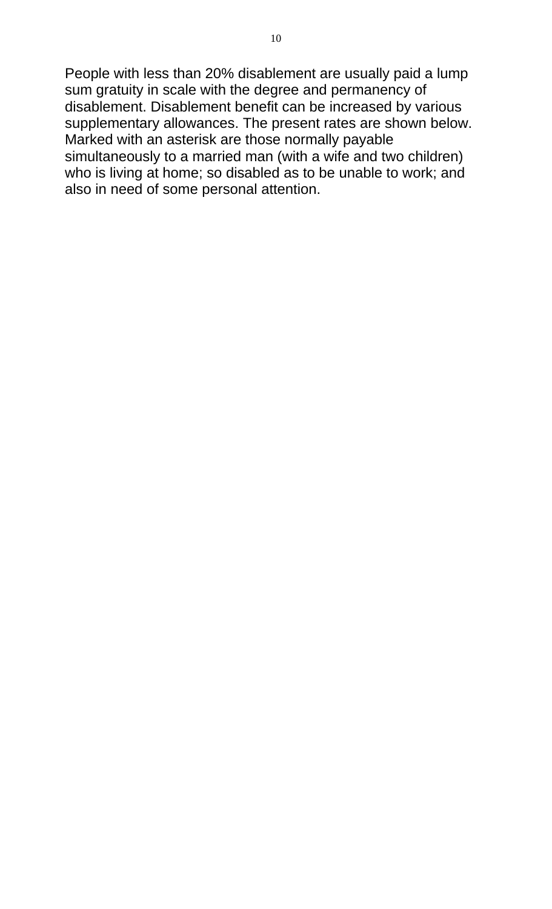People with less than 20% disablement are usually paid a lump sum gratuity in scale with the degree and permanency of disablement. Disablement benefit can be increased by various supplementary allowances. The present rates are shown below. Marked with an asterisk are those normally payable simultaneously to a married man (with a wife and two children) who is living at home; so disabled as to be unable to work; and also in need of some personal attention.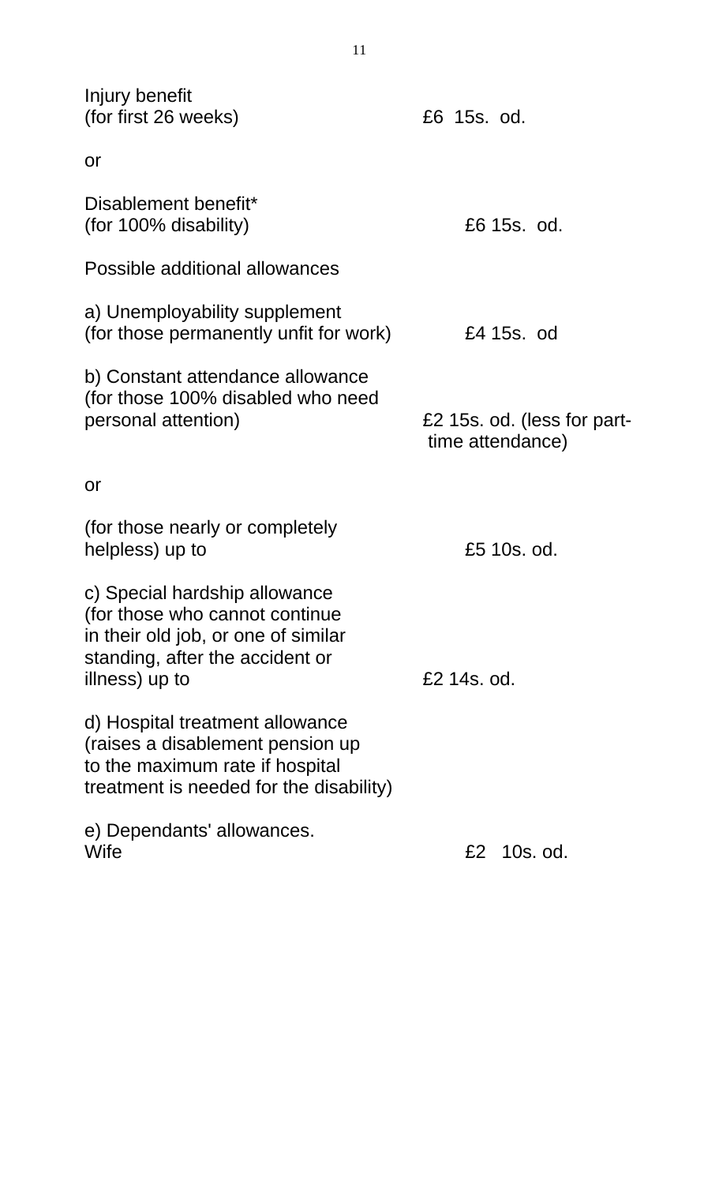| | |
|---|---|
| Injury benefit (for first 26 weeks) | £6 15s. od. |
| or | |
| Disablement benefit* (for 100% disability) | £6 15s. od. |
| Possible additional allowances | |
| a) Unemployability supplement (for those permanently unfit for work) | £4 15s. od |
| b) Constant attendance allowance (for those 100% disabled who need personal attention) | £2 15s. od. (less for part-time attendance) |
| or | |
| (for those nearly or completely helpless) up to | £5 10s. od. |
| c) Special hardship allowance (for those who cannot continue in their old job, or one of similar standing, after the accident or illness) up to | £2 14s. od. |
| d) Hospital treatment allowance (raises a disablement pension up to the maximum rate if hospital treatment is needed for the disability) | |
| e) Dependants' allowances. Wife | £2 10s. od. |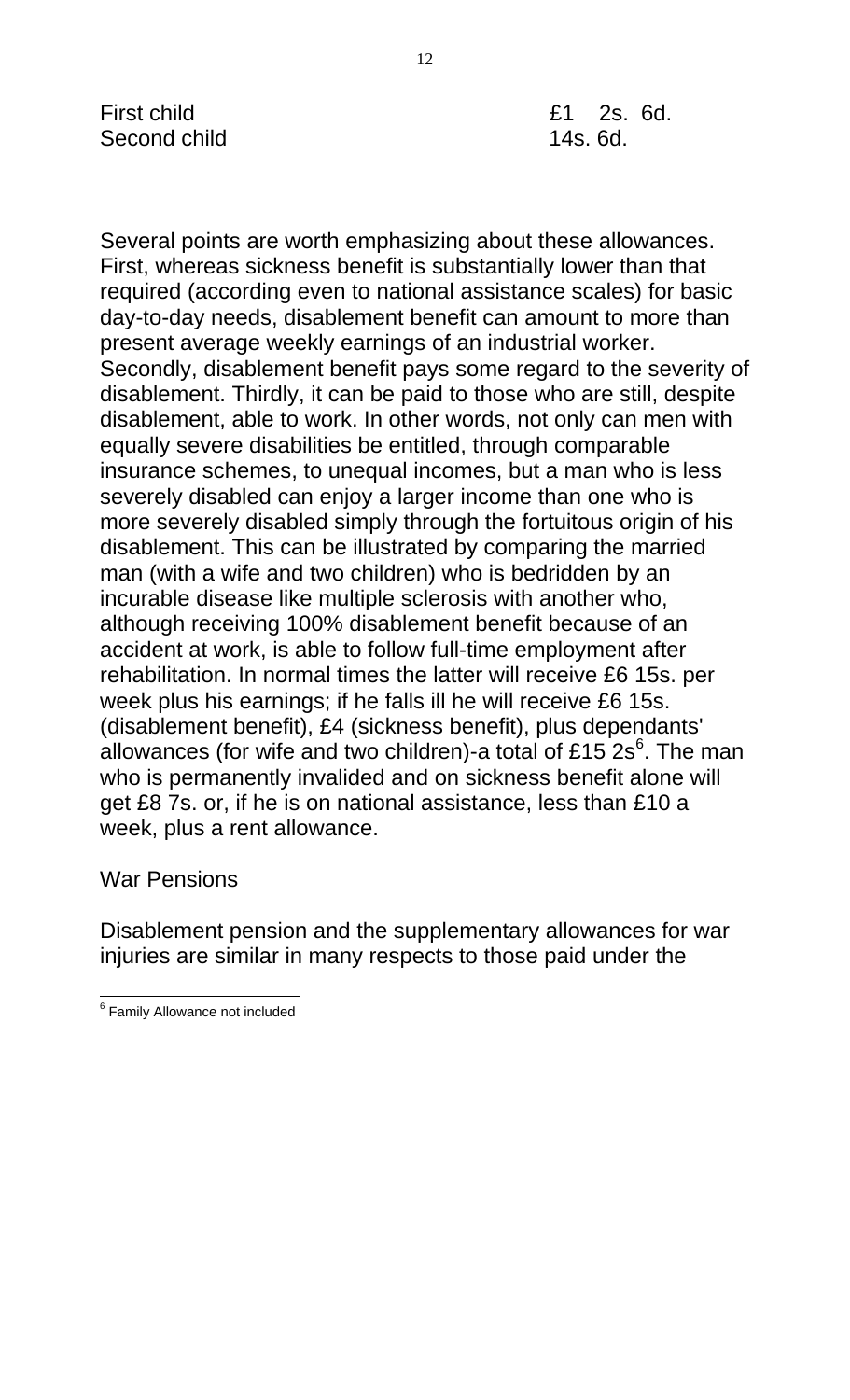| | |
|---|---|
| First child | £1 2s. 6d. |
| Second child | 14s. 6d. |

Several points are worth emphasizing about these allowances. First, whereas sickness benefit is substantially lower than that required (according even to national assistance scales) for basic day-to-day needs, disablement benefit can amount to more than present average weekly earnings of an industrial worker. Secondly, disablement benefit pays some regard to the severity of disablement. Thirdly, it can be paid to those who are still, despite disablement, able to work. In other words, not only can men with equally severe disabilities be entitled, through comparable insurance schemes, to unequal incomes, but a man who is less severely disabled can enjoy a larger income than one who is more severely disabled simply through the fortuitous origin of his disablement. This can be illustrated by comparing the married man (with a wife and two children) who is bedridden by an incurable disease like multiple sclerosis with another who, although receiving 100% disablement benefit because of an accident at work, is able to follow full-time employment after rehabilitation. In normal times the latter will receive £6 15s. per week plus his earnings; if he falls ill he will receive £6 15s. (disablement benefit), £4 (sickness benefit), plus dependants' allowances (for wife and two children)-a total of £15 2s[6]. The man who is permanently invalided and on sickness benefit alone will get £8 7s. or, if he is on national assistance, less than £10 a week, plus a rent allowance.

War Pensions

Disablement pension and the supplementary allowances for war injuries are similar in many respects to those paid under the

[6] Family Allowance not included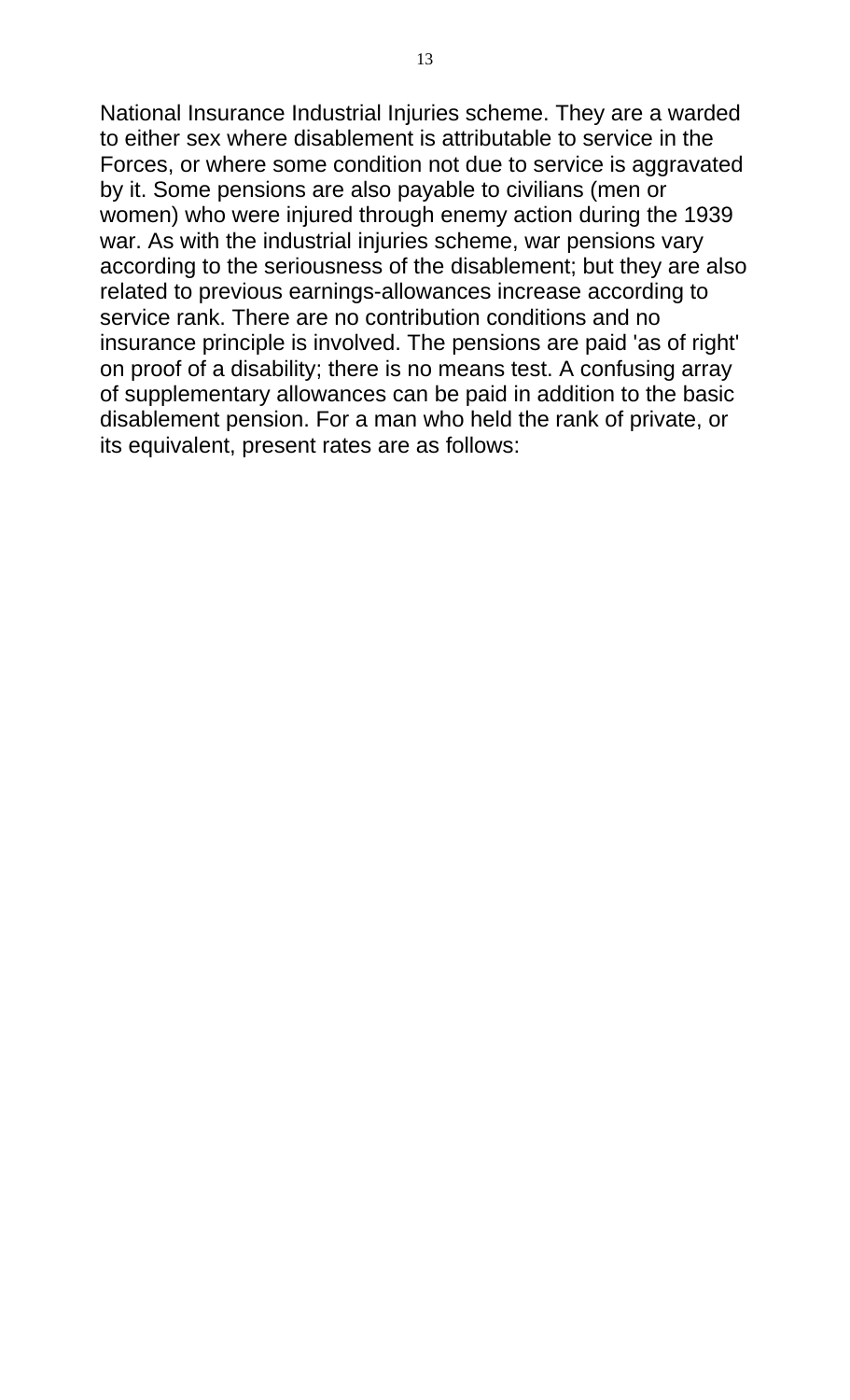National Insurance Industrial Injuries scheme. They are a warded to either sex where disablement is attributable to service in the Forces, or where some condition not due to service is aggravated by it. Some pensions are also payable to civilians (men or women) who were injured through enemy action during the 1939 war. As with the industrial injuries scheme, war pensions vary according to the seriousness of the disablement; but they are also related to previous earnings-allowances increase according to service rank. There are no contribution conditions and no insurance principle is involved. The pensions are paid 'as of right' on proof of a disability; there is no means test. A confusing array of supplementary allowances can be paid in addition to the basic disablement pension. For a man who held the rank of private, or its equivalent, present rates are as follows: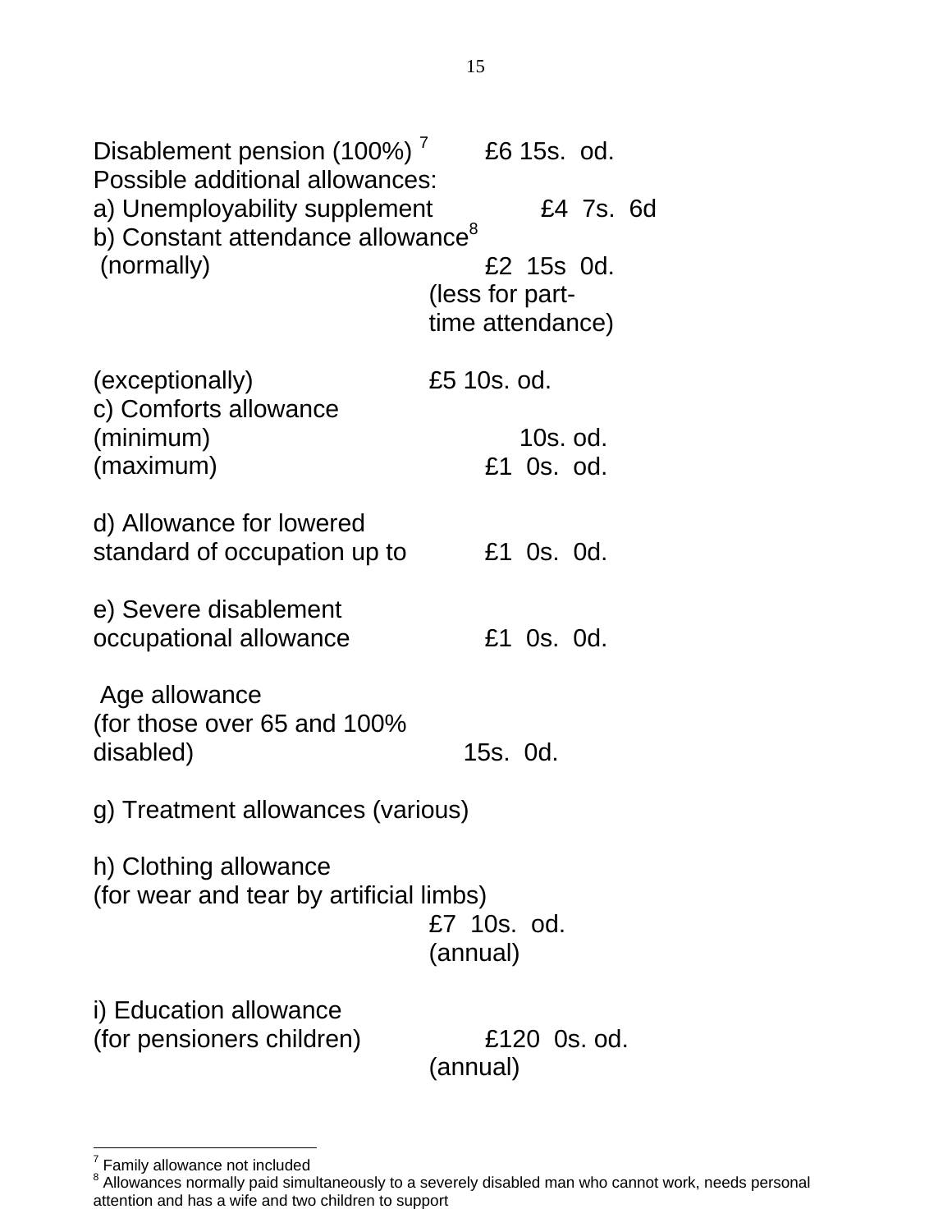Disablement pension (100%) [7] £6 15s. od.

Possible additional allowances:

a) Unemployability supplement £4 7s. 6d

b) Constant attendance allowance[8]
(normally) £2 15s 0d.
(less for part-time attendance)

(exceptionally) £5 10s. od.

c) Comforts allowance
(minimum) 10s. od.
(maximum) £1 0s. od.

d) Allowance for lowered standard of occupation up to £1 0s. 0d.

e) Severe disablement occupational allowance £1 0s. 0d.

Age allowance
(for those over 65 and 100% disabled) 15s. 0d.

g) Treatment allowances (various)

h) Clothing allowance
(for wear and tear by artificial limbs)
£7 10s. od.
(annual)

i) Education allowance
(for pensioners children) £120 0s. od.
(annual)

---

[7] Family allowance not included

[8] Allowances normally paid simultaneously to a severely disabled man who cannot work, needs personal attention and has a wife and two children to support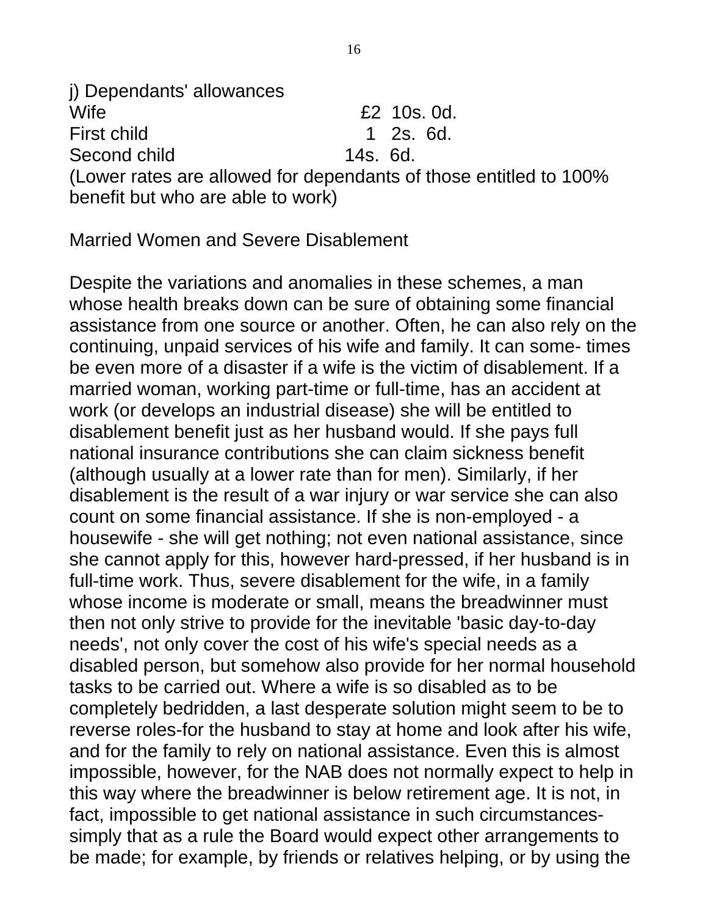j) Dependants' allowances

| | |
|---|---|
| Wife | £2 10s. 0d. |
| First child | 1 2s. 6d. |
| Second child | 14s. 6d. |

(Lower rates are allowed for dependants of those entitled to 100% benefit but who are able to work)

## Married Women and Severe Disablement

Despite the variations and anomalies in these schemes, a man whose health breaks down can be sure of obtaining some financial assistance from one source or another. Often, he can also rely on the continuing, unpaid services of his wife and family. It can some- times be even more of a disaster if a wife is the victim of disablement. If a married woman, working part-time or full-time, has an accident at work (or develops an industrial disease) she will be entitled to disablement benefit just as her husband would. If she pays full national insurance contributions she can claim sickness benefit (although usually at a lower rate than for men). Similarly, if her disablement is the result of a war injury or war service she can also count on some financial assistance. If she is non-employed - a housewife - she will get nothing; not even national assistance, since she cannot apply for this, however hard-pressed, if her husband is in full-time work. Thus, severe disablement for the wife, in a family whose income is moderate or small, means the breadwinner must then not only strive to provide for the inevitable 'basic day-to-day needs', not only cover the cost of his wife's special needs as a disabled person, but somehow also provide for her normal household tasks to be carried out. Where a wife is so disabled as to be completely bedridden, a last desperate solution might seem to be to reverse roles-for the husband to stay at home and look after his wife, and for the family to rely on national assistance. Even this is almost impossible, however, for the NAB does not normally expect to help in this way where the breadwinner is below retirement age. It is not, in fact, impossible to get national assistance in such circumstances-simply that as a rule the Board would expect other arrangements to be made; for example, by friends or relatives helping, or by using the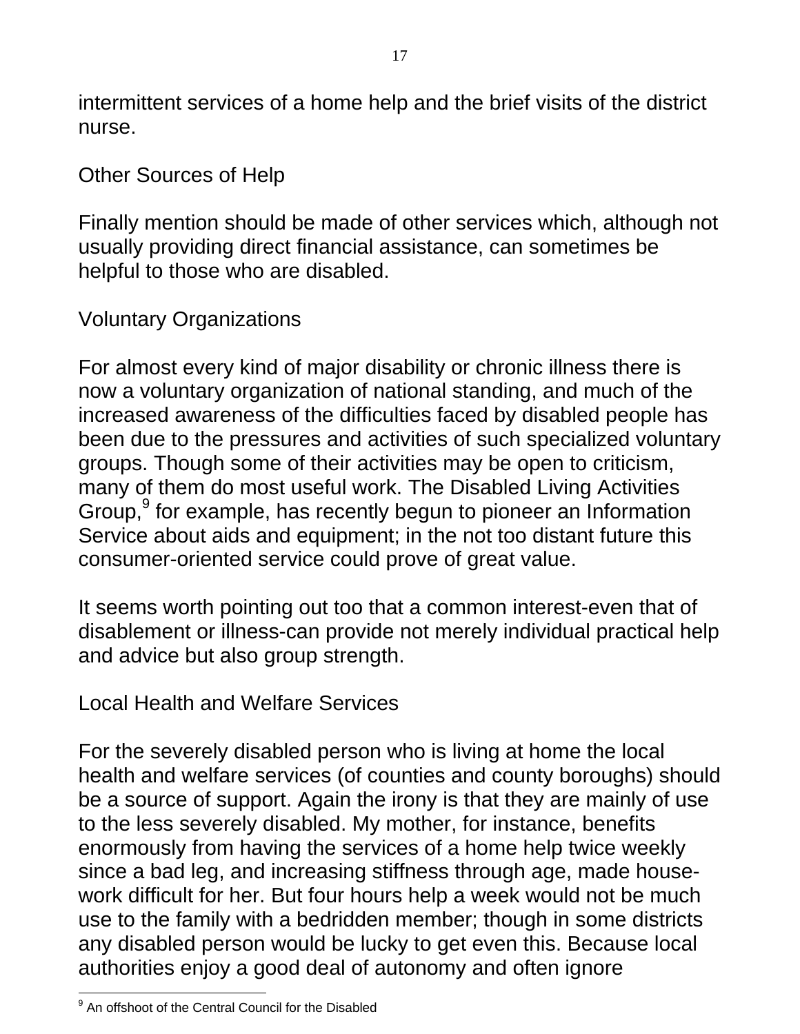intermittent services of a home help and the brief visits of the district nurse.

## Other Sources of Help

Finally mention should be made of other services which, although not usually providing direct financial assistance, can sometimes be helpful to those who are disabled.

### Voluntary Organizations

For almost every kind of major disability or chronic illness there is now a voluntary organization of national standing, and much of the increased awareness of the difficulties faced by disabled people has been due to the pressures and activities of such specialized voluntary groups. Though some of their activities may be open to criticism, many of them do most useful work. The Disabled Living Activities Group,[9] for example, has recently begun to pioneer an Information Service about aids and equipment; in the not too distant future this consumer-oriented service could prove of great value.

It seems worth pointing out too that a common interest-even that of disablement or illness-can provide not merely individual practical help and advice but also group strength.

### Local Health and Welfare Services

For the severely disabled person who is living at home the local health and welfare services (of counties and county boroughs) should be a source of support. Again the irony is that they are mainly of use to the less severely disabled. My mother, for instance, benefits enormously from having the services of a home help twice weekly since a bad leg, and increasing stiffness through age, made house-work difficult for her. But four hours help a week would not be much use to the family with a bedridden member; though in some districts any disabled person would be lucky to get even this. Because local authorities enjoy a good deal of autonomy and often ignore

[9] An offshoot of the Central Council for the Disabled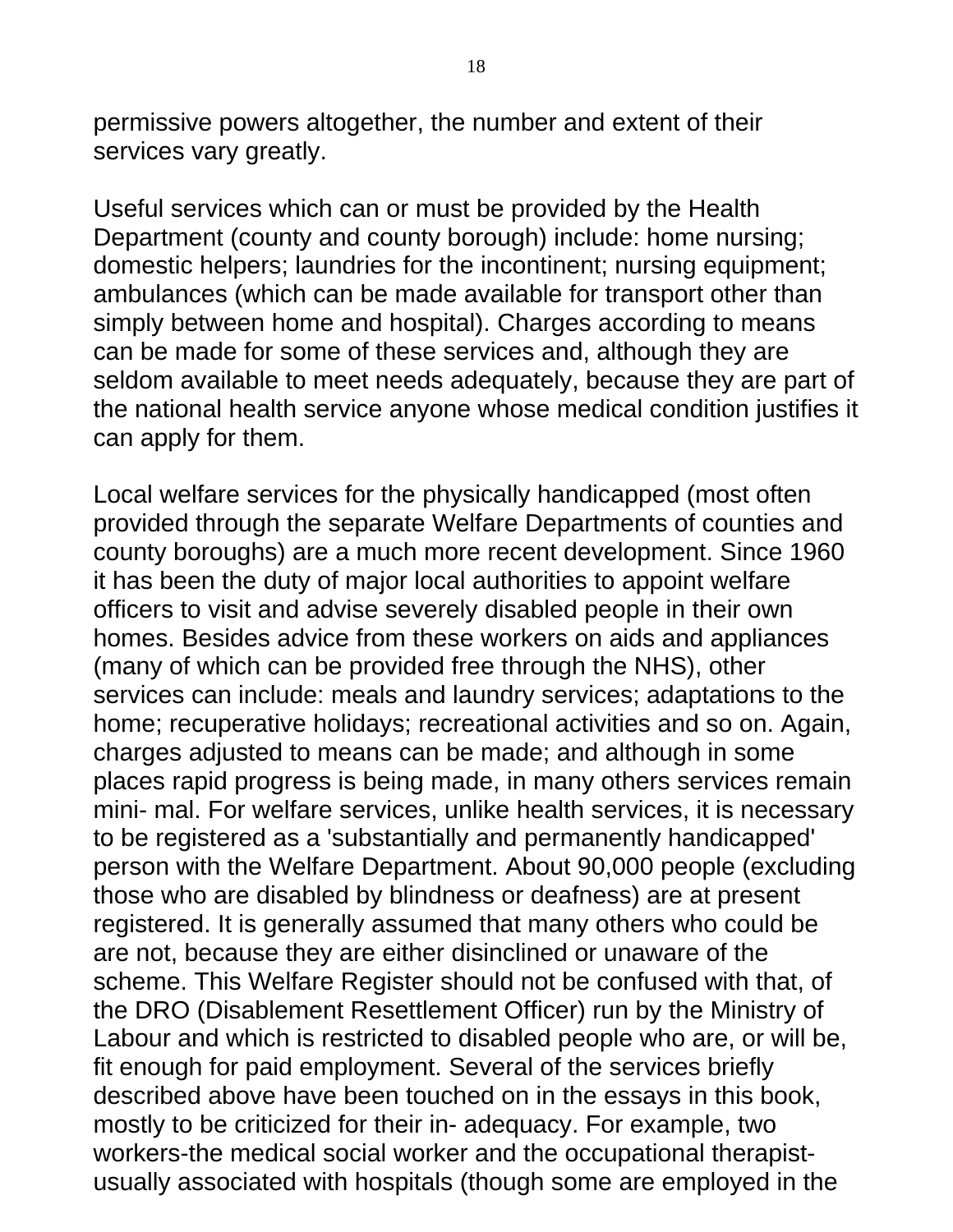permissive powers altogether, the number and extent of their services vary greatly.

Useful services which can or must be provided by the Health Department (county and county borough) include: home nursing; domestic helpers; laundries for the incontinent; nursing equipment; ambulances (which can be made available for transport other than simply between home and hospital). Charges according to means can be made for some of these services and, although they are seldom available to meet needs adequately, because they are part of the national health service anyone whose medical condition justifies it can apply for them.

Local welfare services for the physically handicapped (most often provided through the separate Welfare Departments of counties and county boroughs) are a much more recent development. Since 1960 it has been the duty of major local authorities to appoint welfare officers to visit and advise severely disabled people in their own homes. Besides advice from these workers on aids and appliances (many of which can be provided free through the NHS), other services can include: meals and laundry services; adaptations to the home; recuperative holidays; recreational activities and so on. Again, charges adjusted to means can be made; and although in some places rapid progress is being made, in many others services remain mini- mal. For welfare services, unlike health services, it is necessary to be registered as a 'substantially and permanently handicapped' person with the Welfare Department. About 90,000 people (excluding those who are disabled by blindness or deafness) are at present registered. It is generally assumed that many others who could be are not, because they are either disinclined or unaware of the scheme. This Welfare Register should not be confused with that, of the DRO (Disablement Resettlement Officer) run by the Ministry of Labour and which is restricted to disabled people who are, or will be, fit enough for paid employment. Several of the services briefly described above have been touched on in the essays in this book, mostly to be criticized for their in- adequacy. For example, two workers-the medical social worker and the occupational therapist- usually associated with hospitals (though some are employed in the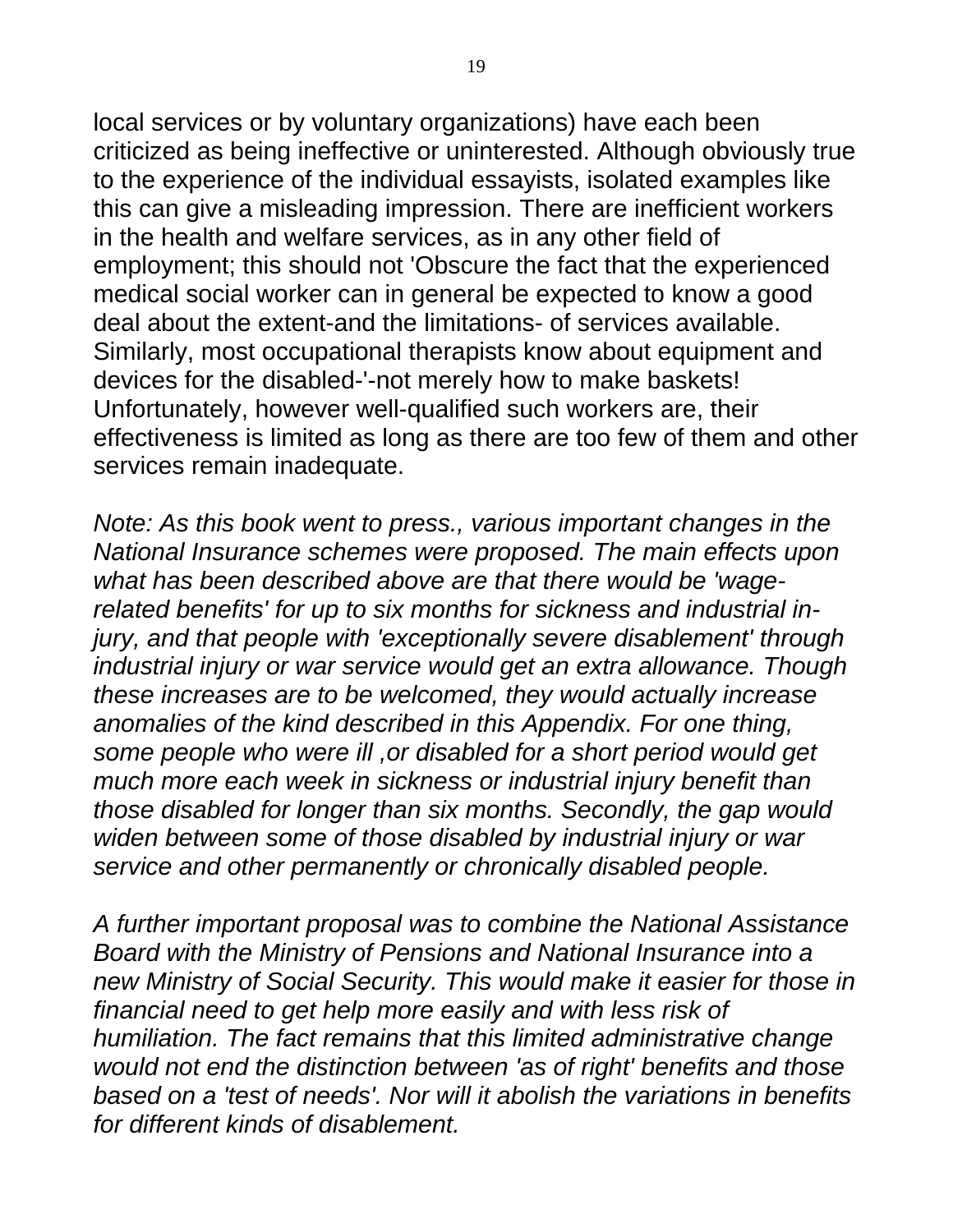local services or by voluntary organizations) have each been criticized as being ineffective or uninterested. Although obviously true to the experience of the individual essayists, isolated examples like this can give a misleading impression. There are inefficient workers in the health and welfare services, as in any other field of employment; this should not 'Obscure the fact that the experienced medical social worker can in general be expected to know a good deal about the extent-and the limitations- of services available. Similarly, most occupational therapists know about equipment and devices for the disabled-'-not merely how to make baskets! Unfortunately, however well-qualified such workers are, their effectiveness is limited as long as there are too few of them and other services remain inadequate.

*Note: As this book went to press., various important changes in the National Insurance schemes were proposed. The main effects upon what has been described above are that there would be 'wage-related benefits' for up to six months for sickness and industrial injury, and that people with 'exceptionally severe disablement' through industrial injury or war service would get an extra allowance. Though these increases are to be welcomed, they would actually increase anomalies of the kind described in this Appendix. For one thing, some people who were ill ,or disabled for a short period would get much more each week in sickness or industrial injury benefit than those disabled for longer than six months. Secondly, the gap would widen between some of those disabled by industrial injury or war service and other permanently or chronically disabled people.*

*A further important proposal was to combine the National Assistance Board with the Ministry of Pensions and National Insurance into a new Ministry of Social Security. This would make it easier for those in financial need to get help more easily and with less risk of humiliation. The fact remains that this limited administrative change would not end the distinction between 'as of right' benefits and those based on a 'test of needs'. Nor will it abolish the variations in benefits for different kinds of disablement.*